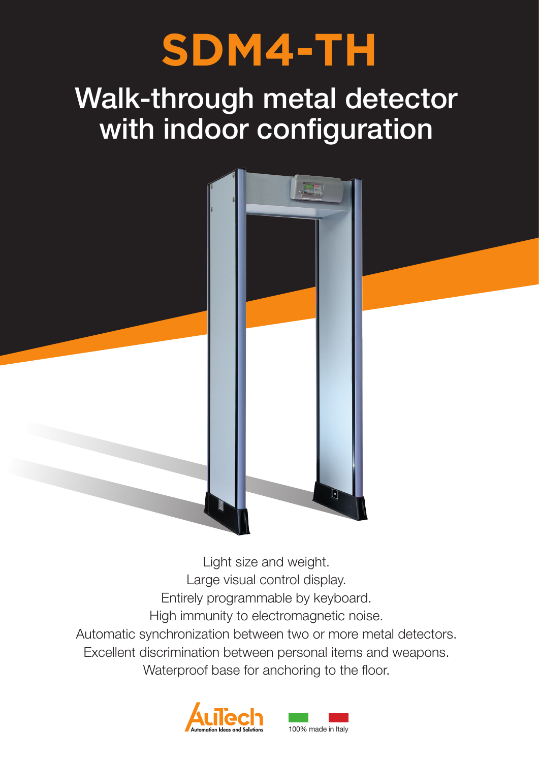# SDM4-TH

## Walk-through metal detector with indoor configuration

Light size and weight.
Large visual control display.
Entirely programmable by keyboard.
High immunity to electromagnetic noise.
Automatic synchronization between two or more metal detectors.
Excellent discrimination between personal items and weapons.
Waterproof base for anchoring to the floor.

AuTech
Automation Ideas and Solutions

100% made in Italy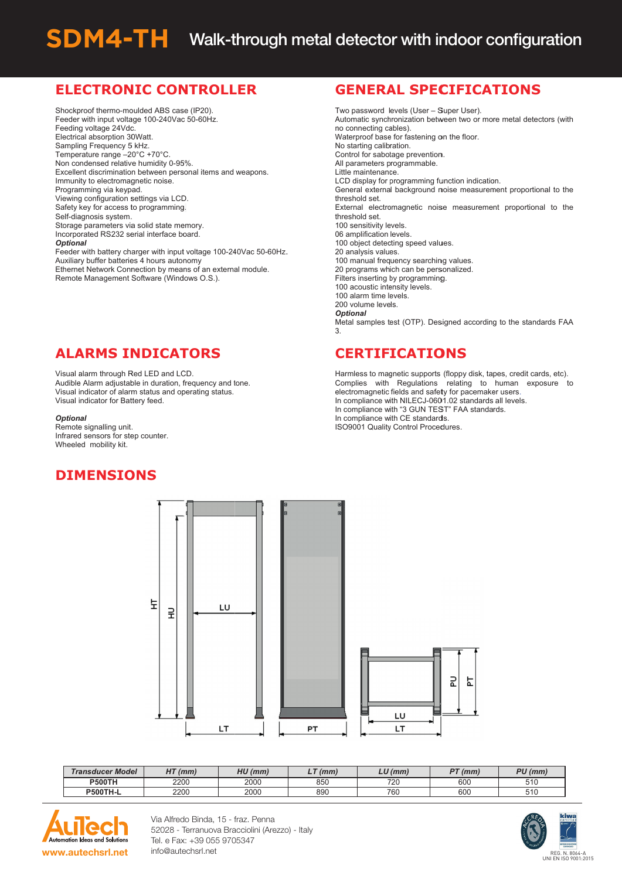# SDM4-TH Walk-through metal detector with indoor configuration

## ELECTRONIC CONTROLLER

Shockproof thermo-moulded ABS case (IP20).
Feeder with input voltage 100-240Vac 50-60Hz.
Feeding voltage 24Vdc.
Electrical absorption 30Watt.
Sampling Frequency 5 kHz.
Temperature range –20°C +70°C.
Non condensed relative humidity 0-95%.
Excellent discrimination between personal items and weapons.
Immunity to electromagnetic noise.
Programming via keypad.
Viewing configuration settings via LCD.
Safety key for access to programming.
Self-diagnosis system.
Storage parameters via solid state memory.
Incorporated RS232 serial interface board.

***Optional***

Feeder with battery charger with input voltage 100-240Vac 50-60Hz.
Auxiliary buffer batteries 4 hours autonomy
Ethernet Network Connection by means of an external module.
Remote Management Software (Windows O.S.).

## GENERAL SPECIFICATIONS

Two password levels (User – Super User).
Automatic synchronization between two or more metal detectors (with no connecting cables).
Waterproof base for fastening on the floor.
No starting calibration.
Control for sabotage prevention.
All parameters programmable.
Little maintenance.
LCD display for programming function indication.
General external background noise measurement proportional to the threshold set.
External electromagnetic noise measurement proportional to the threshold set.
100 sensitivity levels.
06 amplification levels.
100 object detecting speed values.
20 analysis values.
100 manual frequency searching values.
20 programs which can be personalized.
Filters inserting by programming.
100 acoustic intensity levels.
100 alarm time levels.
200 volume levels.

***Optional***

Metal samples test (OTP). Designed according to the standards FAA 3.

## ALARMS INDICATORS

Visual alarm through Red LED and LCD.
Audible Alarm adjustable in duration, frequency and tone.
Visual indicator of alarm status and operating status.
Visual indicator for Battery feed.

***Optional***

Remote signalling unit.
Infrared sensors for step counter.
Wheeled mobility kit.

## CERTIFICATIONS

Harmless to magnetic supports (floppy disk, tapes, credit cards, etc).
Complies with Regulations relating to human exposure to electromagnetic fields and safety for pacemaker users.
In compliance with NILECJ-0601.02 standards all levels.
In compliance with "3 GUN TEST" FAA standards.
In compliance with CE standards.
ISO9001 Quality Control Procedures.

## DIMENSIONS

HT
HU
LU
LT
PT
PU
LU
LT

| *Transducer Model* | *HT (mm)* | *HU (mm)* | *LT (mm)* | *LU (mm)* | *PT (mm)* | *PU (mm)* |
|---|---|---|---|---|---|---|
| **P500TH** | 2200 | 2000 | 850 | 720 | 600 | 510 |
| **P500TH-L** | 2200 | 2000 | 890 | 760 | 600 | 510 |

AuTech Automation Ideas and Solutions
www.autechsrl.net

Via Alfredo Binda, 15 - fraz. Penna
52028 - Terranuova Bracciolini (Arezzo) - Italy
Tel. e Fax: +39 055 9705347
info@autechsrl.net

REG. N. 8064-A
UNI EN ISO 9001:2015